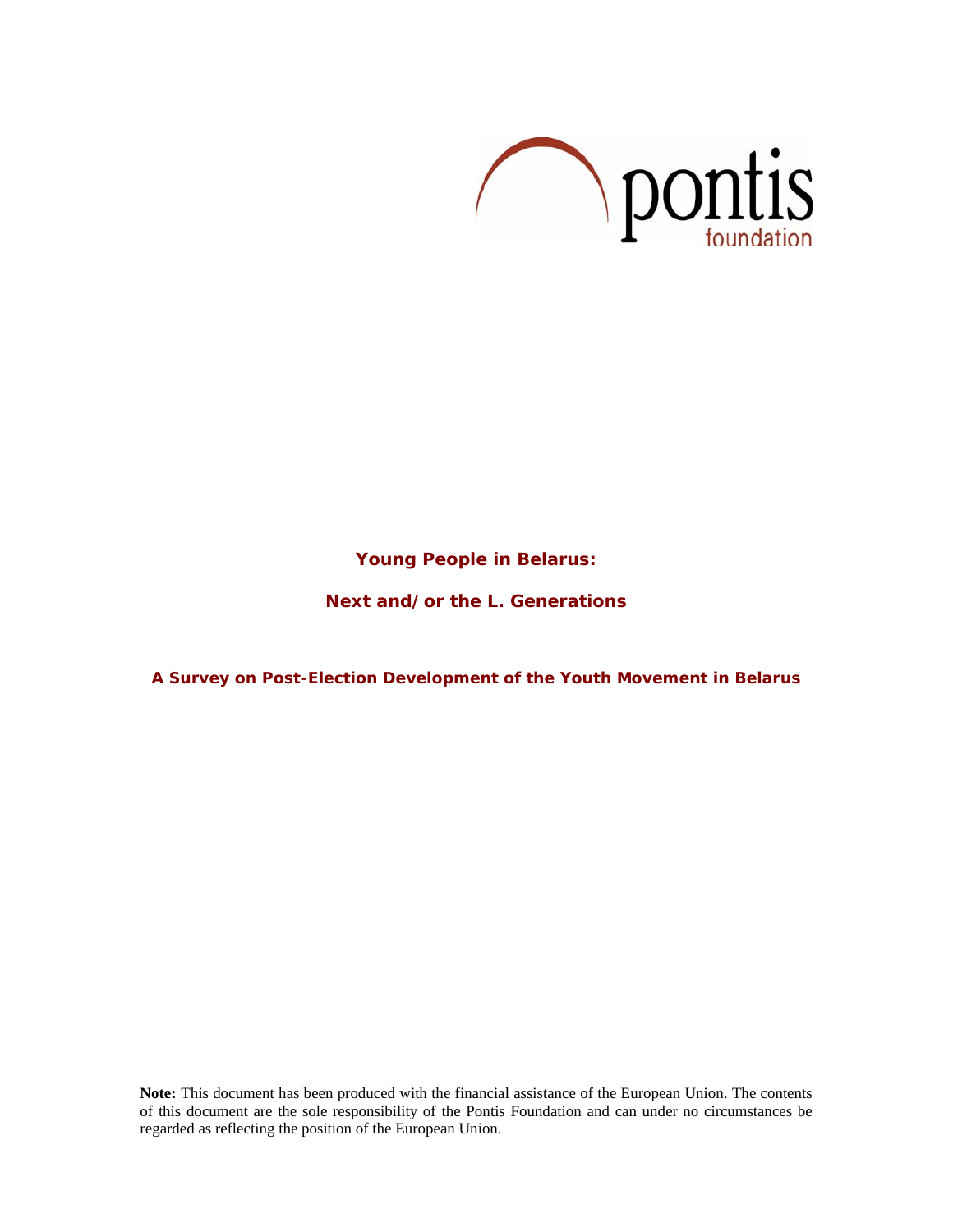pontis
foundation

# Young People in Belarus:

## Next and/or the L. Generations

### A Survey on Post-Election Development of the Youth Movement in Belarus

**Note:** This document has been produced with the financial assistance of the European Union. The contents of this document are the sole responsibility of the Pontis Foundation and can under no circumstances be regarded as reflecting the position of the European Union.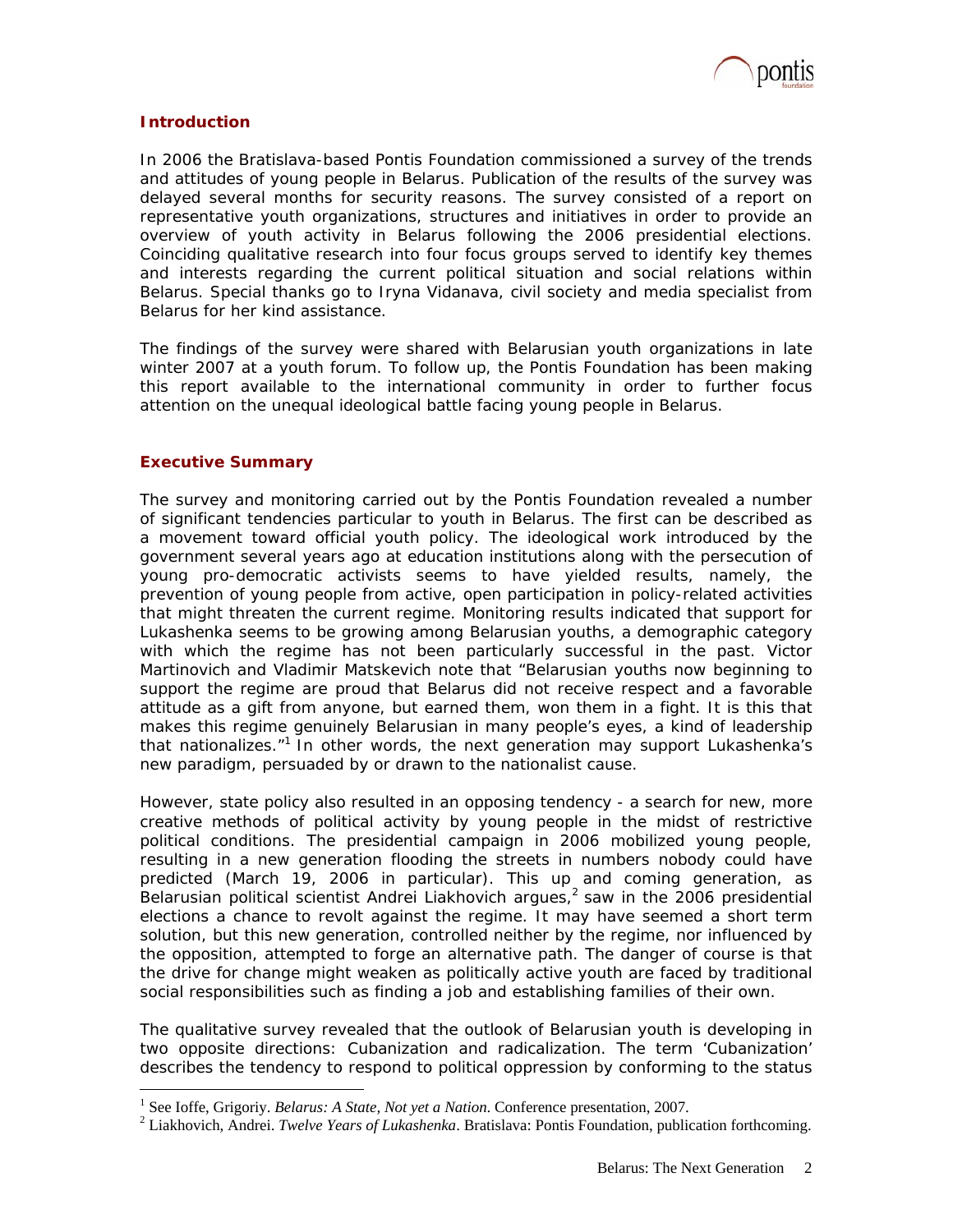## Introduction

In 2006 the Bratislava-based Pontis Foundation commissioned a survey of the trends and attitudes of young people in Belarus. Publication of the results of the survey was delayed several months for security reasons. The survey consisted of a report on representative youth organizations, structures and initiatives in order to provide an overview of youth activity in Belarus following the 2006 presidential elections. Coinciding qualitative research into four focus groups served to identify key themes and interests regarding the current political situation and social relations within Belarus. Special thanks go to Iryna Vidanava, civil society and media specialist from Belarus for her kind assistance.

The findings of the survey were shared with Belarusian youth organizations in late winter 2007 at a youth forum. To follow up, the Pontis Foundation has been making this report available to the international community in order to further focus attention on the unequal ideological battle facing young people in Belarus.

## Executive Summary

The survey and monitoring carried out by the Pontis Foundation revealed a number of significant tendencies particular to youth in Belarus. The first can be described as a movement toward official youth policy. The ideological work introduced by the government several years ago at education institutions along with the persecution of young pro-democratic activists seems to have yielded results, namely, the prevention of young people from active, open participation in policy-related activities that might threaten the current regime. Monitoring results indicated that support for Lukashenka seems to be growing among Belarusian youths, a demographic category with which the regime has not been particularly successful in the past. Victor Martinovich and Vladimir Matskevich note that "Belarusian youths now beginning to support the regime are proud that Belarus did not receive respect and a favorable attitude as a gift from anyone, but earned them, won them in a fight. It is this that makes this regime genuinely Belarusian in many people's eyes, a kind of leadership that nationalizes."[1] In other words, the next generation may support Lukashenka's new paradigm, persuaded by or drawn to the nationalist cause.

However, state policy also resulted in an opposing tendency - a search for new, more creative methods of political activity by young people in the midst of restrictive political conditions. The presidential campaign in 2006 mobilized young people, resulting in a new generation flooding the streets in numbers nobody could have predicted (March 19, 2006 in particular). This up and coming generation, as Belarusian political scientist Andrei Liakhovich argues,[2] saw in the 2006 presidential elections a chance to revolt against the regime. It may have seemed a short term solution, but this new generation, controlled neither by the regime, nor influenced by the opposition, attempted to forge an alternative path. The danger of course is that the drive for change might weaken as politically active youth are faced by traditional social responsibilities such as finding a job and establishing families of their own.

The qualitative survey revealed that the outlook of Belarusian youth is developing in two opposite directions: Cubanization and radicalization. The term 'Cubanization' describes the tendency to respond to political oppression by conforming to the status

---

[1] See Ioffe, Grigoriy. *Belarus: A State, Not yet a Nation.* Conference presentation, 2007.

[2] Liakhovich, Andrei. *Twelve Years of Lukashenka*. Bratislava: Pontis Foundation, publication forthcoming.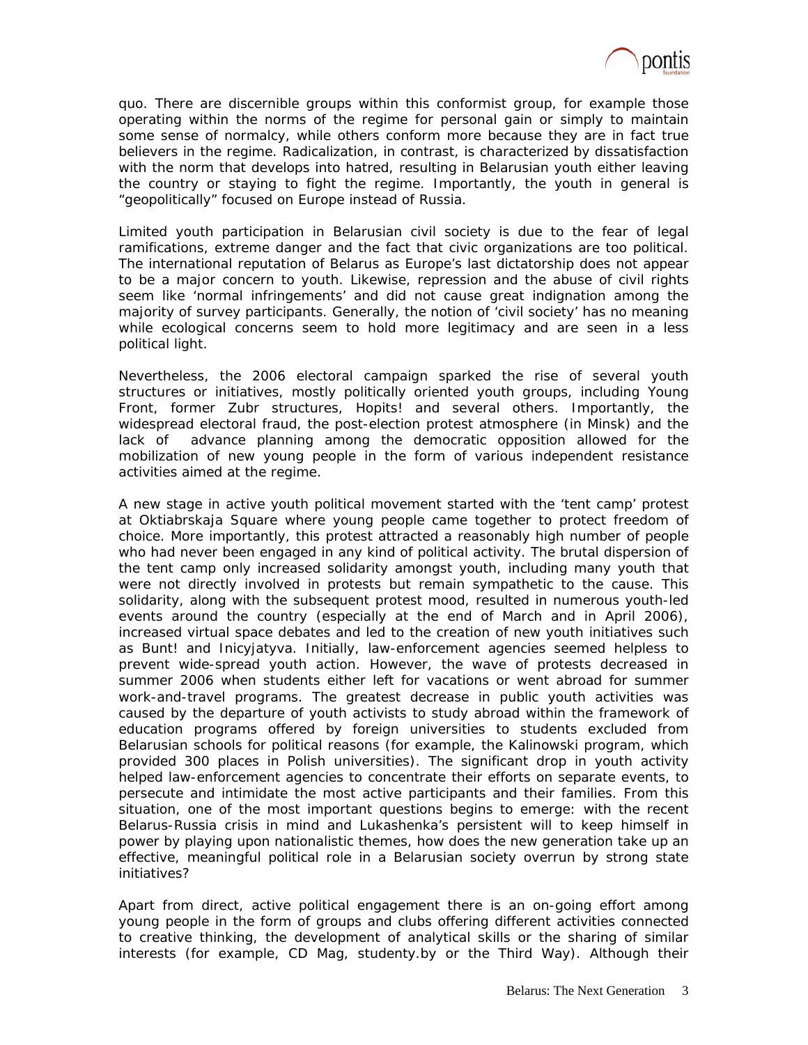quo. There are discernible groups within this conformist group, for example those operating within the norms of the regime for personal gain or simply to maintain some sense of normalcy, while others conform more because they are in fact true believers in the regime. Radicalization, in contrast, is characterized by dissatisfaction with the norm that develops into hatred, resulting in Belarusian youth either leaving the country or staying to fight the regime. Importantly, the youth in general is "geopolitically" focused on Europe instead of Russia.

Limited youth participation in Belarusian civil society is due to the fear of legal ramifications, extreme danger and the fact that civic organizations are too political. The international reputation of Belarus as Europe's last dictatorship does not appear to be a major concern to youth. Likewise, repression and the abuse of civil rights seem like 'normal infringements' and did not cause great indignation among the majority of survey participants. Generally, the notion of 'civil society' has no meaning while ecological concerns seem to hold more legitimacy and are seen in a less political light.

Nevertheless, the 2006 electoral campaign sparked the rise of several youth structures or initiatives, mostly politically oriented youth groups, including Young Front, former Zubr structures, Hopits! and several others. Importantly, the widespread electoral fraud, the post-election protest atmosphere (in Minsk) and the lack of advance planning among the democratic opposition allowed for the mobilization of new young people in the form of various independent resistance activities aimed at the regime.

A new stage in active youth political movement started with the 'tent camp' protest at Oktiabrskaja Square where young people came together to protect freedom of choice. More importantly, this protest attracted a reasonably high number of people who had never been engaged in any kind of political activity. The brutal dispersion of the tent camp only increased solidarity amongst youth, including many youth that were not directly involved in protests but remain sympathetic to the cause. This solidarity, along with the subsequent protest mood, resulted in numerous youth-led events around the country (especially at the end of March and in April 2006), increased virtual space debates and led to the creation of new youth initiatives such as Bunt! and Inicyjatyva. Initially, law-enforcement agencies seemed helpless to prevent wide-spread youth action. However, the wave of protests decreased in summer 2006 when students either left for vacations or went abroad for summer work-and-travel programs. The greatest decrease in public youth activities was caused by the departure of youth activists to study abroad within the framework of education programs offered by foreign universities to students excluded from Belarusian schools for political reasons (for example, the Kalinowski program, which provided 300 places in Polish universities). The significant drop in youth activity helped law-enforcement agencies to concentrate their efforts on separate events, to persecute and intimidate the most active participants and their families. From this situation, one of the most important questions begins to emerge: with the recent Belarus-Russia crisis in mind and Lukashenka's persistent will to keep himself in power by playing upon nationalistic themes, how does the new generation take up an effective, meaningful political role in a Belarusian society overrun by strong state initiatives?

Apart from direct, active political engagement there is an on-going effort among young people in the form of groups and clubs offering different activities connected to creative thinking, the development of analytical skills or the sharing of similar interests (for example, CD Mag, studenty.by or the Third Way). Although their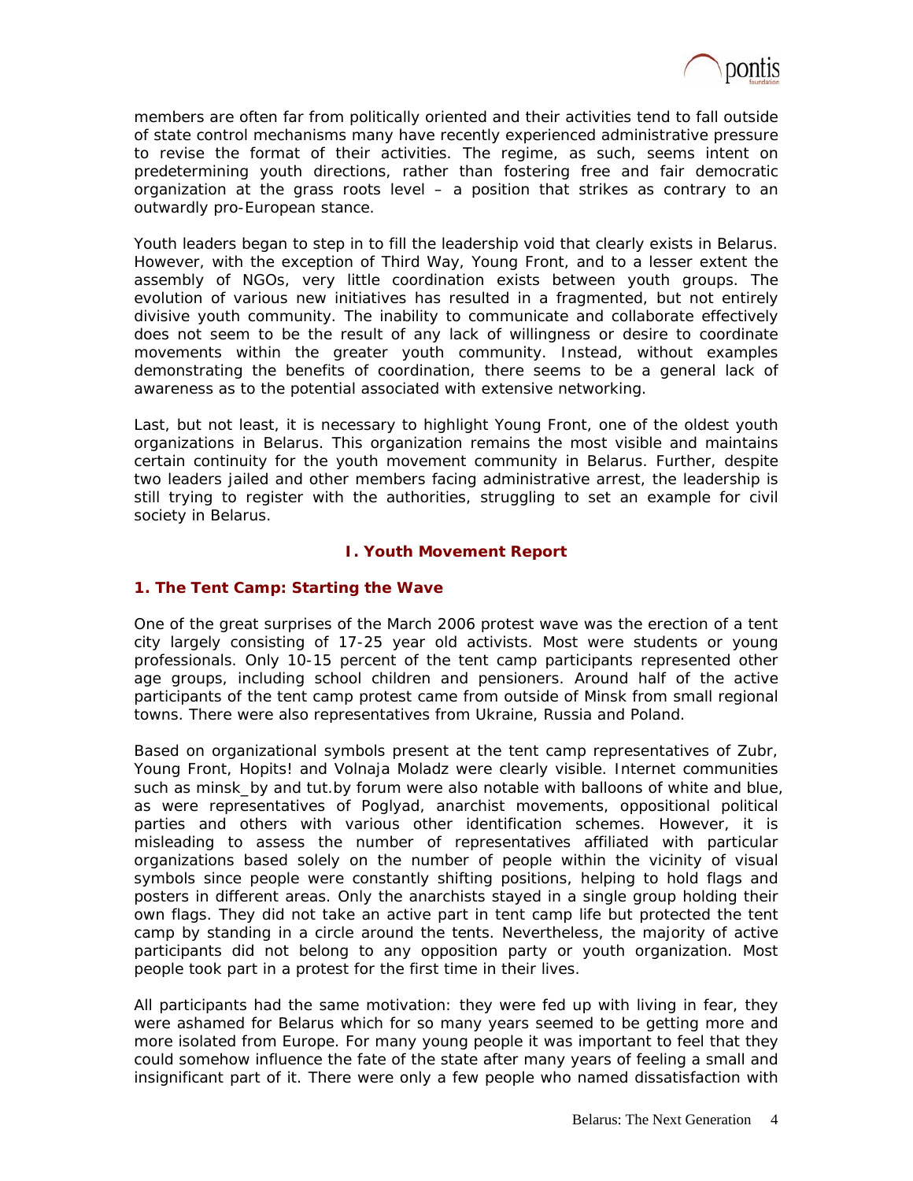members are often far from politically oriented and their activities tend to fall outside of state control mechanisms many have recently experienced administrative pressure to revise the format of their activities. The regime, as such, seems intent on predetermining youth directions, rather than fostering free and fair democratic organization at the grass roots level – a position that strikes as contrary to an outwardly pro-European stance.

Youth leaders began to step in to fill the leadership void that clearly exists in Belarus. However, with the exception of Third Way, Young Front, and to a lesser extent the assembly of NGOs, very little coordination exists between youth groups. The evolution of various new initiatives has resulted in a fragmented, but not entirely divisive youth community. The inability to communicate and collaborate effectively does not seem to be the result of any lack of willingness or desire to coordinate movements within the greater youth community. Instead, without examples demonstrating the benefits of coordination, there seems to be a general lack of awareness as to the potential associated with extensive networking.

Last, but not least, it is necessary to highlight Young Front, one of the oldest youth organizations in Belarus. This organization remains the most visible and maintains certain continuity for the youth movement community in Belarus. Further, despite two leaders jailed and other members facing administrative arrest, the leadership is still trying to register with the authorities, struggling to set an example for civil society in Belarus.

## I. Youth Movement Report

### 1. The Tent Camp: Starting the Wave

One of the great surprises of the March 2006 protest wave was the erection of a tent city largely consisting of 17-25 year old activists. Most were students or young professionals. Only 10-15 percent of the tent camp participants represented other age groups, including school children and pensioners. Around half of the active participants of the tent camp protest came from outside of Minsk from small regional towns. There were also representatives from Ukraine, Russia and Poland.

Based on organizational symbols present at the tent camp representatives of Zubr, Young Front, Hopits! and Volnaja Moladz were clearly visible. Internet communities such as minsk_by and tut.by forum were also notable with balloons of white and blue, as were representatives of Poglyad, anarchist movements, oppositional political parties and others with various other identification schemes. However, it is misleading to assess the number of representatives affiliated with particular organizations based solely on the number of people within the vicinity of visual symbols since people were constantly shifting positions, helping to hold flags and posters in different areas. Only the anarchists stayed in a single group holding their own flags. They did not take an active part in tent camp life but protected the tent camp by standing in a circle around the tents. Nevertheless, the majority of active participants did not belong to any opposition party or youth organization. Most people took part in a protest for the first time in their lives.

All participants had the same motivation: they were fed up with living in fear, they were ashamed for Belarus which for so many years seemed to be getting more and more isolated from Europe. For many young people it was important to feel that they could somehow influence the fate of the state after many years of feeling a small and insignificant part of it. There were only a few people who named dissatisfaction with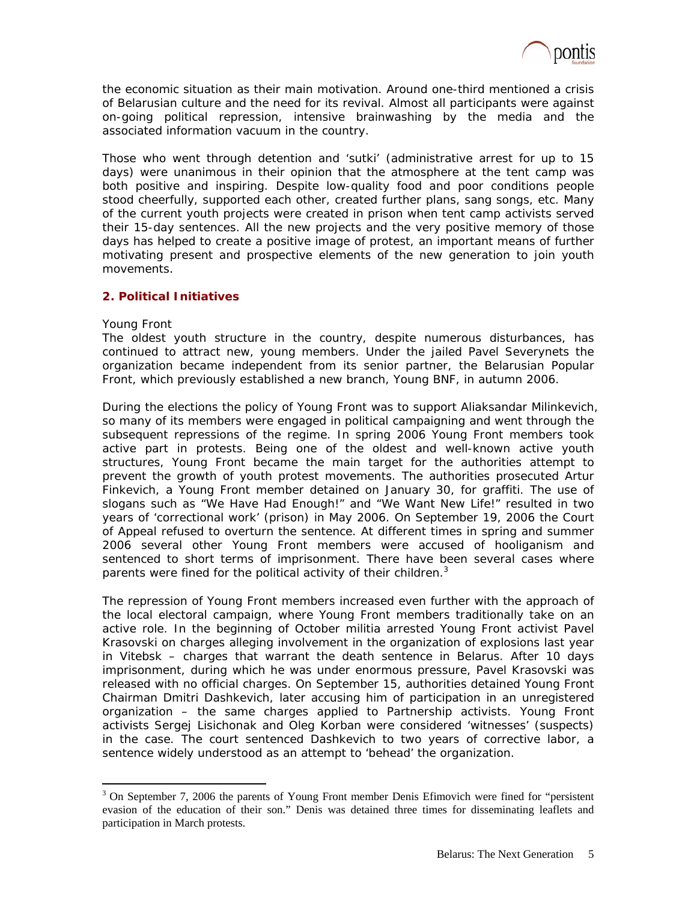the economic situation as their main motivation. Around one-third mentioned a crisis of Belarusian culture and the need for its revival. Almost all participants were against on-going political repression, intensive brainwashing by the media and the associated information vacuum in the country.

Those who went through detention and 'sutki' (administrative arrest for up to 15 days) were unanimous in their opinion that the atmosphere at the tent camp was both positive and inspiring. Despite low-quality food and poor conditions people stood cheerfully, supported each other, created further plans, sang songs, etc. Many of the current youth projects were created in prison when tent camp activists served their 15-day sentences. All the new projects and the very positive memory of those days has helped to create a positive image of protest, an important means of further motivating present and prospective elements of the new generation to join youth movements.

## 2. Political Initiatives

*Young Front*

The oldest youth structure in the country, despite numerous disturbances, has continued to attract new, young members. Under the jailed Pavel Severynets the organization became independent from its senior partner, the Belarusian Popular Front, which previously established a new branch, Young BNF, in autumn 2006.

During the elections the policy of Young Front was to support Aliaksandar Milinkevich, so many of its members were engaged in political campaigning and went through the subsequent repressions of the regime. In spring 2006 Young Front members took active part in protests. Being one of the oldest and well-known active youth structures, Young Front became the main target for the authorities attempt to prevent the growth of youth protest movements. The authorities prosecuted Artur Finkevich, a Young Front member detained on January 30, for graffiti. The use of slogans such as "We Have Had Enough!" and "We Want New Life!" resulted in two years of 'correctional work' (prison) in May 2006. On September 19, 2006 the Court of Appeal refused to overturn the sentence. At different times in spring and summer 2006 several other Young Front members were accused of hooliganism and sentenced to short terms of imprisonment. There have been several cases where parents were fined for the political activity of their children.[3]

The repression of Young Front members increased even further with the approach of the local electoral campaign, where Young Front members traditionally take on an active role. In the beginning of October militia arrested Young Front activist Pavel Krasovski on charges alleging involvement in the organization of explosions last year in Vitebsk – charges that warrant the death sentence in Belarus. After 10 days imprisonment, during which he was under enormous pressure, Pavel Krasovski was released with no official charges. On September 15, authorities detained Young Front Chairman Dmitri Dashkevich, later accusing him of participation in an unregistered organization – the same charges applied to Partnership activists. Young Front activists Sergej Lisichonak and Oleg Korban were considered 'witnesses' (suspects) in the case. The court sentenced Dashkevich to two years of corrective labor, a sentence widely understood as an attempt to 'behead' the organization.

---

[3] On September 7, 2006 the parents of Young Front member Denis Efimovich were fined for "persistent evasion of the education of their son." Denis was detained three times for disseminating leaflets and participation in March protests.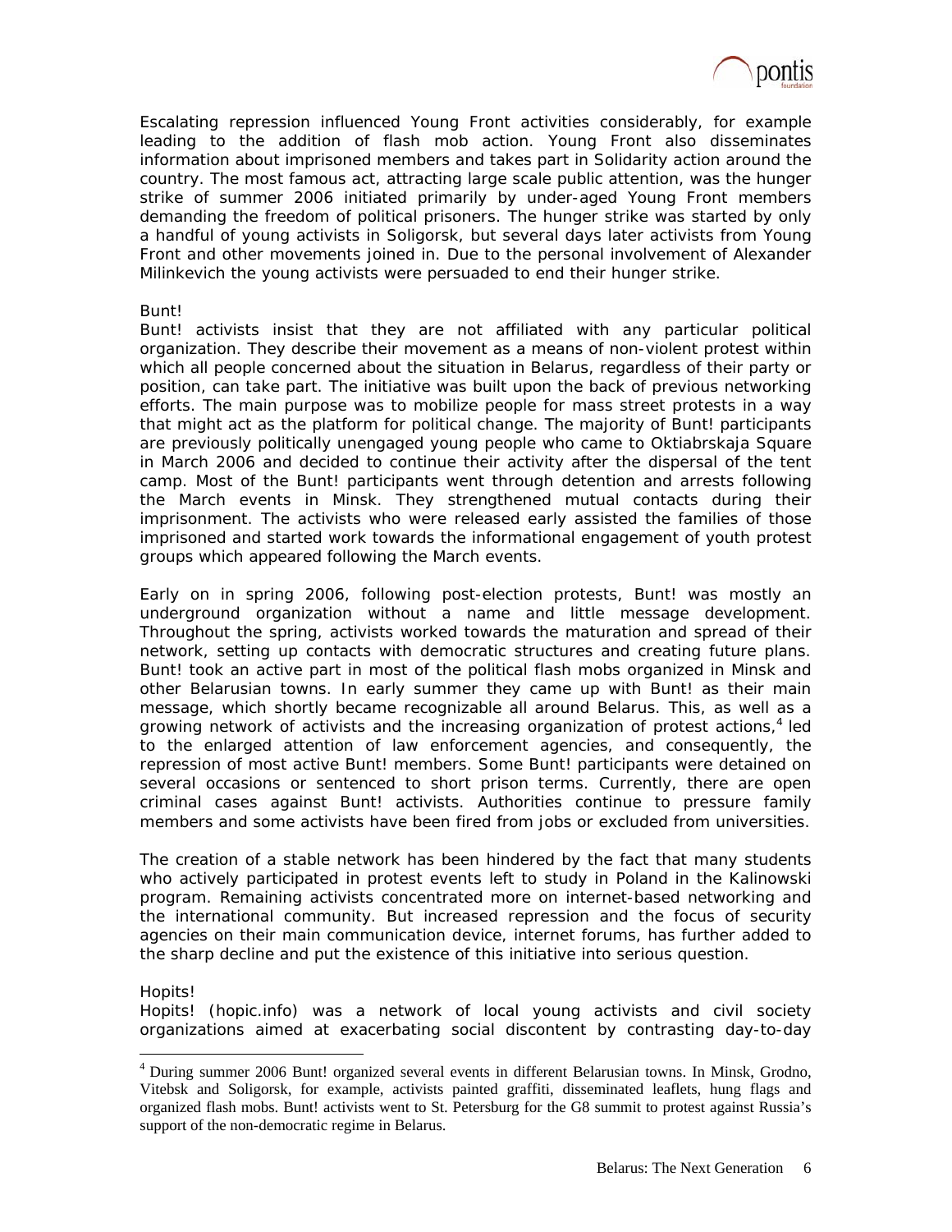Escalating repression influenced Young Front activities considerably, for example leading to the addition of flash mob action. Young Front also disseminates information about imprisoned members and takes part in Solidarity action around the country. The most famous act, attracting large scale public attention, was the hunger strike of summer 2006 initiated primarily by under-aged Young Front members demanding the freedom of political prisoners. The hunger strike was started by only a handful of young activists in Soligorsk, but several days later activists from Young Front and other movements joined in. Due to the personal involvement of Alexander Milinkevich the young activists were persuaded to end their hunger strike.

### Bunt!

Bunt! activists insist that they are not affiliated with any particular political organization. They describe their movement as a means of non-violent protest within which all people concerned about the situation in Belarus, regardless of their party or position, can take part. The initiative was built upon the back of previous networking efforts. The main purpose was to mobilize people for mass street protests in a way that might act as the platform for political change. The majority of Bunt! participants are previously politically unengaged young people who came to Oktiabrskaja Square in March 2006 and decided to continue their activity after the dispersal of the tent camp. Most of the Bunt! participants went through detention and arrests following the March events in Minsk. They strengthened mutual contacts during their imprisonment. The activists who were released early assisted the families of those imprisoned and started work towards the informational engagement of youth protest groups which appeared following the March events.

Early on in spring 2006, following post-election protests, Bunt! was mostly an underground organization without a name and little message development. Throughout the spring, activists worked towards the maturation and spread of their network, setting up contacts with democratic structures and creating future plans. Bunt! took an active part in most of the political flash mobs organized in Minsk and other Belarusian towns. In early summer they came up with Bunt! as their main message, which shortly became recognizable all around Belarus. This, as well as a growing network of activists and the increasing organization of protest actions,[4] led to the enlarged attention of law enforcement agencies, and consequently, the repression of most active Bunt! members. Some Bunt! participants were detained on several occasions or sentenced to short prison terms. Currently, there are open criminal cases against Bunt! activists. Authorities continue to pressure family members and some activists have been fired from jobs or excluded from universities.

The creation of a stable network has been hindered by the fact that many students who actively participated in protest events left to study in Poland in the Kalinowski program. Remaining activists concentrated more on internet-based networking and the international community. But increased repression and the focus of security agencies on their main communication device, internet forums, has further added to the sharp decline and put the existence of this initiative into serious question.

### Hopits!

Hopits! (hopic.info) was a network of local young activists and civil society organizations aimed at exacerbating social discontent by contrasting day-to-day

---

[4] During summer 2006 Bunt! organized several events in different Belarusian towns. In Minsk, Grodno, Vitebsk and Soligorsk, for example, activists painted graffiti, disseminated leaflets, hung flags and organized flash mobs. Bunt! activists went to St. Petersburg for the G8 summit to protest against Russia's support of the non-democratic regime in Belarus.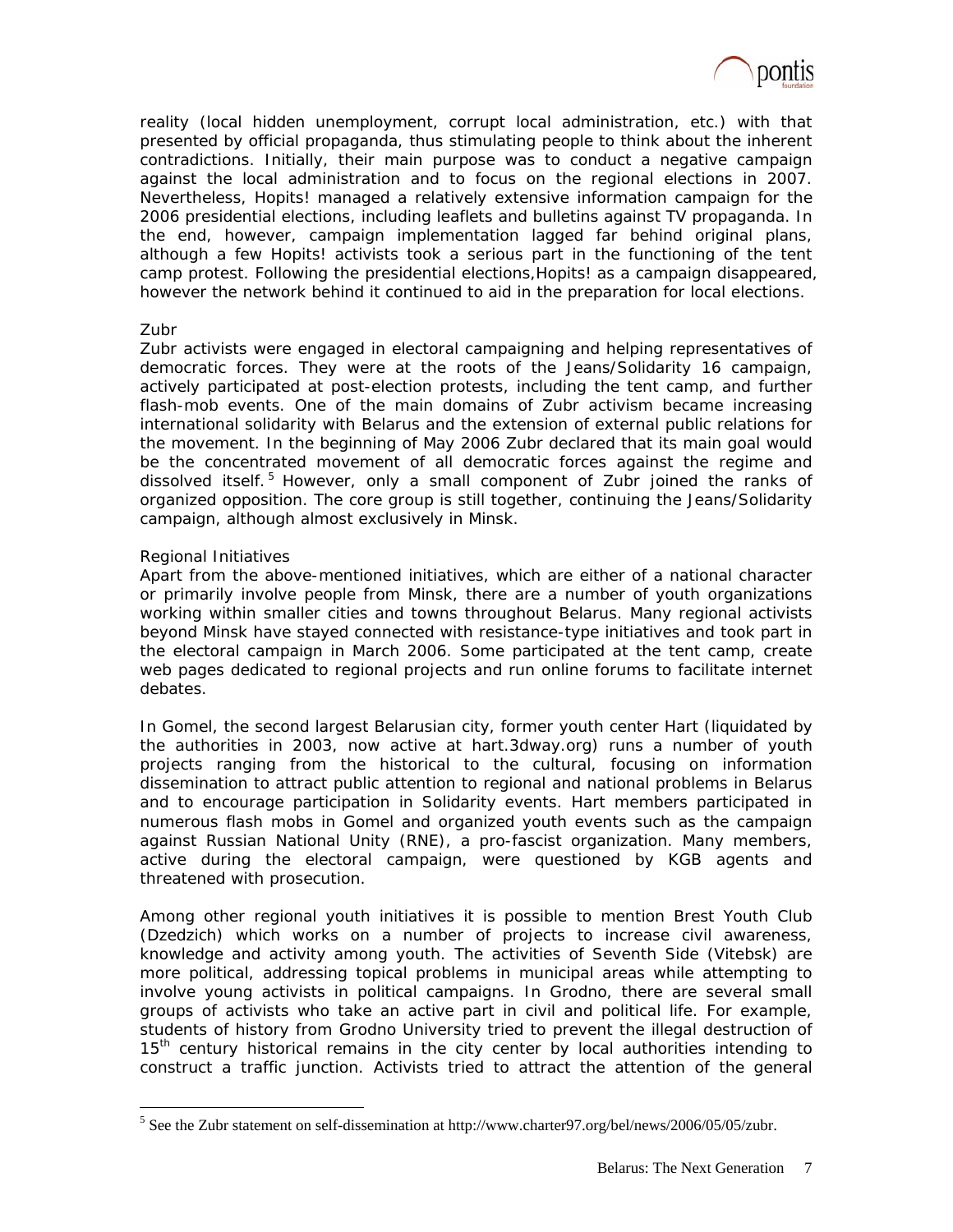reality (local hidden unemployment, corrupt local administration, etc.) with that presented by official propaganda, thus stimulating people to think about the inherent contradictions. Initially, their main purpose was to conduct a negative campaign against the local administration and to focus on the regional elections in 2007. Nevertheless, Hopits! managed a relatively extensive information campaign for the 2006 presidential elections, including leaflets and bulletins against TV propaganda. In the end, however, campaign implementation lagged far behind original plans, although a few Hopits! activists took a serious part in the functioning of the tent camp protest. Following the presidential elections,Hopits! as a campaign disappeared, however the network behind it continued to aid in the preparation for local elections.

### Zubr

Zubr activists were engaged in electoral campaigning and helping representatives of democratic forces. They were at the roots of the Jeans/Solidarity 16 campaign, actively participated at post-election protests, including the tent camp, and further flash-mob events. One of the main domains of Zubr activism became increasing international solidarity with Belarus and the extension of external public relations for the movement. In the beginning of May 2006 Zubr declared that its main goal would be the concentrated movement of all democratic forces against the regime and dissolved itself.[5] However, only a small component of Zubr joined the ranks of organized opposition. The core group is still together, continuing the Jeans/Solidarity campaign, although almost exclusively in Minsk.

### Regional Initiatives

Apart from the above-mentioned initiatives, which are either of a national character or primarily involve people from Minsk, there are a number of youth organizations working within smaller cities and towns throughout Belarus. Many regional activists beyond Minsk have stayed connected with resistance-type initiatives and took part in the electoral campaign in March 2006. Some participated at the tent camp, create web pages dedicated to regional projects and run online forums to facilitate internet debates.

In Gomel, the second largest Belarusian city, former youth center Hart (liquidated by the authorities in 2003, now active at hart.3dway.org) runs a number of youth projects ranging from the historical to the cultural, focusing on information dissemination to attract public attention to regional and national problems in Belarus and to encourage participation in Solidarity events. Hart members participated in numerous flash mobs in Gomel and organized youth events such as the campaign against Russian National Unity (RNE), a pro-fascist organization. Many members, active during the electoral campaign, were questioned by KGB agents and threatened with prosecution.

Among other regional youth initiatives it is possible to mention Brest Youth Club (Dzedzich) which works on a number of projects to increase civil awareness, knowledge and activity among youth. The activities of Seventh Side (Vitebsk) are more political, addressing topical problems in municipal areas while attempting to involve young activists in political campaigns. In Grodno, there are several small groups of activists who take an active part in civil and political life. For example, students of history from Grodno University tried to prevent the illegal destruction of 15th century historical remains in the city center by local authorities intending to construct a traffic junction. Activists tried to attract the attention of the general

---

[5] See the Zubr statement on self-dissemination at http://www.charter97.org/bel/news/2006/05/05/zubr.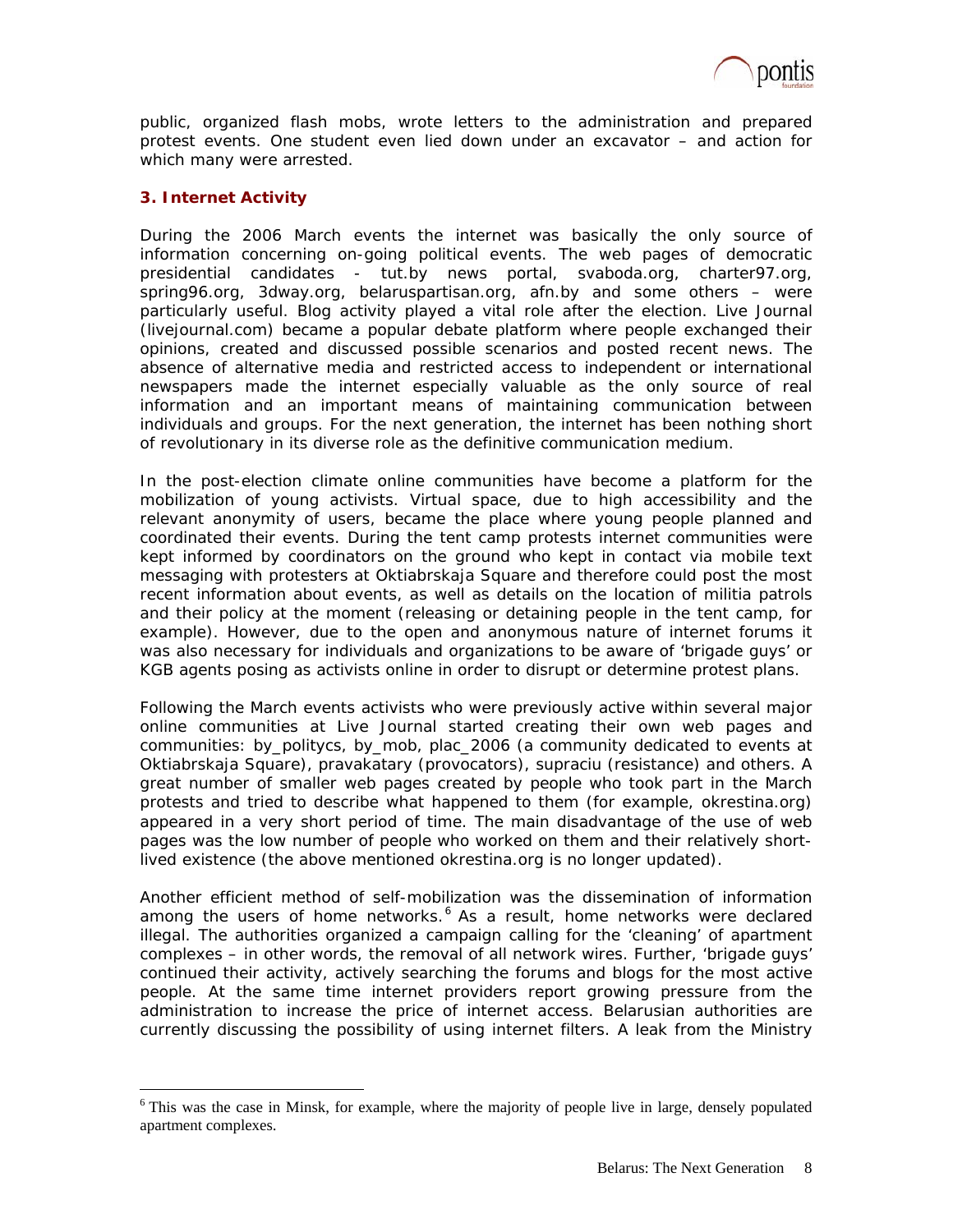public, organized flash mobs, wrote letters to the administration and prepared protest events. One student even lied down under an excavator – and action for which many were arrested.

### 3. Internet Activity

During the 2006 March events the internet was basically the only source of information concerning on-going political events. The web pages of democratic presidential candidates - tut.by news portal, svaboda.org, charter97.org, spring96.org, 3dway.org, belaruspartisan.org, afn.by and some others – were particularly useful. Blog activity played a vital role after the election. Live Journal (livejournal.com) became a popular debate platform where people exchanged their opinions, created and discussed possible scenarios and posted recent news. The absence of alternative media and restricted access to independent or international newspapers made the internet especially valuable as the only source of real information and an important means of maintaining communication between individuals and groups. For the next generation, the internet has been nothing short of revolutionary in its diverse role as the definitive communication medium.

In the post-election climate online communities have become a platform for the mobilization of young activists. Virtual space, due to high accessibility and the relevant anonymity of users, became the place where young people planned and coordinated their events. During the tent camp protests internet communities were kept informed by coordinators on the ground who kept in contact via mobile text messaging with protesters at Oktiabrskaja Square and therefore could post the most recent information about events, as well as details on the location of militia patrols and their policy at the moment (releasing or detaining people in the tent camp, for example). However, due to the open and anonymous nature of internet forums it was also necessary for individuals and organizations to be aware of 'brigade guys' or KGB agents posing as activists online in order to disrupt or determine protest plans.

Following the March events activists who were previously active within several major online communities at Live Journal started creating their own web pages and communities: by_politycs, by_mob, plac_2006 (a community dedicated to events at Oktiabrskaja Square), pravakatary (provocators), supraciu (resistance) and others. A great number of smaller web pages created by people who took part in the March protests and tried to describe what happened to them (for example, okrestina.org) appeared in a very short period of time. The main disadvantage of the use of web pages was the low number of people who worked on them and their relatively short-lived existence (the above mentioned okrestina.org is no longer updated).

Another efficient method of self-mobilization was the dissemination of information among the users of home networks.[6] As a result, home networks were declared illegal. The authorities organized a campaign calling for the 'cleaning' of apartment complexes – in other words, the removal of all network wires. Further, 'brigade guys' continued their activity, actively searching the forums and blogs for the most active people. At the same time internet providers report growing pressure from the administration to increase the price of internet access. Belarusian authorities are currently discussing the possibility of using internet filters. A leak from the Ministry

---

[6] This was the case in Minsk, for example, where the majority of people live in large, densely populated apartment complexes.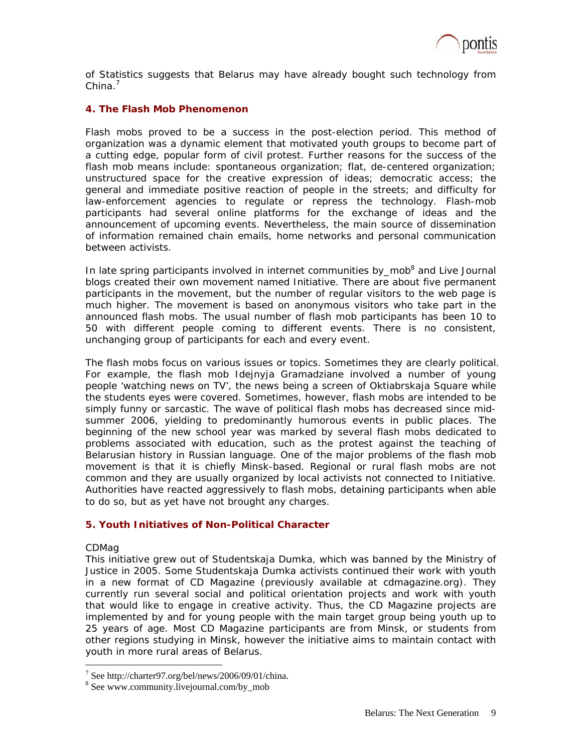of Statistics suggests that Belarus may have already bought such technology from China.[7]

## 4. The Flash Mob Phenomenon

Flash mobs proved to be a success in the post-election period. This method of organization was a dynamic element that motivated youth groups to become part of a cutting edge, popular form of civil protest. Further reasons for the success of the flash mob means include: spontaneous organization; flat, de-centered organization; unstructured space for the creative expression of ideas; democratic access; the general and immediate positive reaction of people in the streets; and difficulty for law-enforcement agencies to regulate or repress the technology. Flash-mob participants had several online platforms for the exchange of ideas and the announcement of upcoming events. Nevertheless, the main source of dissemination of information remained chain emails, home networks and personal communication between activists.

In late spring participants involved in internet communities by_mob[8] and Live Journal blogs created their own movement named Initiative. There are about five permanent participants in the movement, but the number of regular visitors to the web page is much higher. The movement is based on anonymous visitors who take part in the announced flash mobs. The usual number of flash mob participants has been 10 to 50 with different people coming to different events. There is no consistent, unchanging group of participants for each and every event.

The flash mobs focus on various issues or topics. Sometimes they are clearly political. For example, the flash mob Idejnyja Gramadziane involved a number of young people 'watching news on TV', the news being a screen of Oktiabrskaja Square while the students eyes were covered. Sometimes, however, flash mobs are intended to be simply funny or sarcastic. The wave of political flash mobs has decreased since mid-summer 2006, yielding to predominantly humorous events in public places. The beginning of the new school year was marked by several flash mobs dedicated to problems associated with education, such as the protest against the teaching of Belarusian history in Russian language. One of the major problems of the flash mob movement is that it is chiefly Minsk-based. Regional or rural flash mobs are not common and they are usually organized by local activists not connected to Initiative. Authorities have reacted aggressively to flash mobs, detaining participants when able to do so, but as yet have not brought any charges.

## 5. Youth Initiatives of Non-Political Character

CDMag

This initiative grew out of Studentskaja Dumka, which was banned by the Ministry of Justice in 2005. Some Studentskaja Dumka activists continued their work with youth in a new format of CD Magazine (previously available at cdmagazine.org). They currently run several social and political orientation projects and work with youth that would like to engage in creative activity. Thus, the CD Magazine projects are implemented by and for young people with the main target group being youth up to 25 years of age. Most CD Magazine participants are from Minsk, or students from other regions studying in Minsk, however the initiative aims to maintain contact with youth in more rural areas of Belarus.

---

[7] See http://charter97.org/bel/news/2006/09/01/china.

[8] See www.community.livejournal.com/by_mob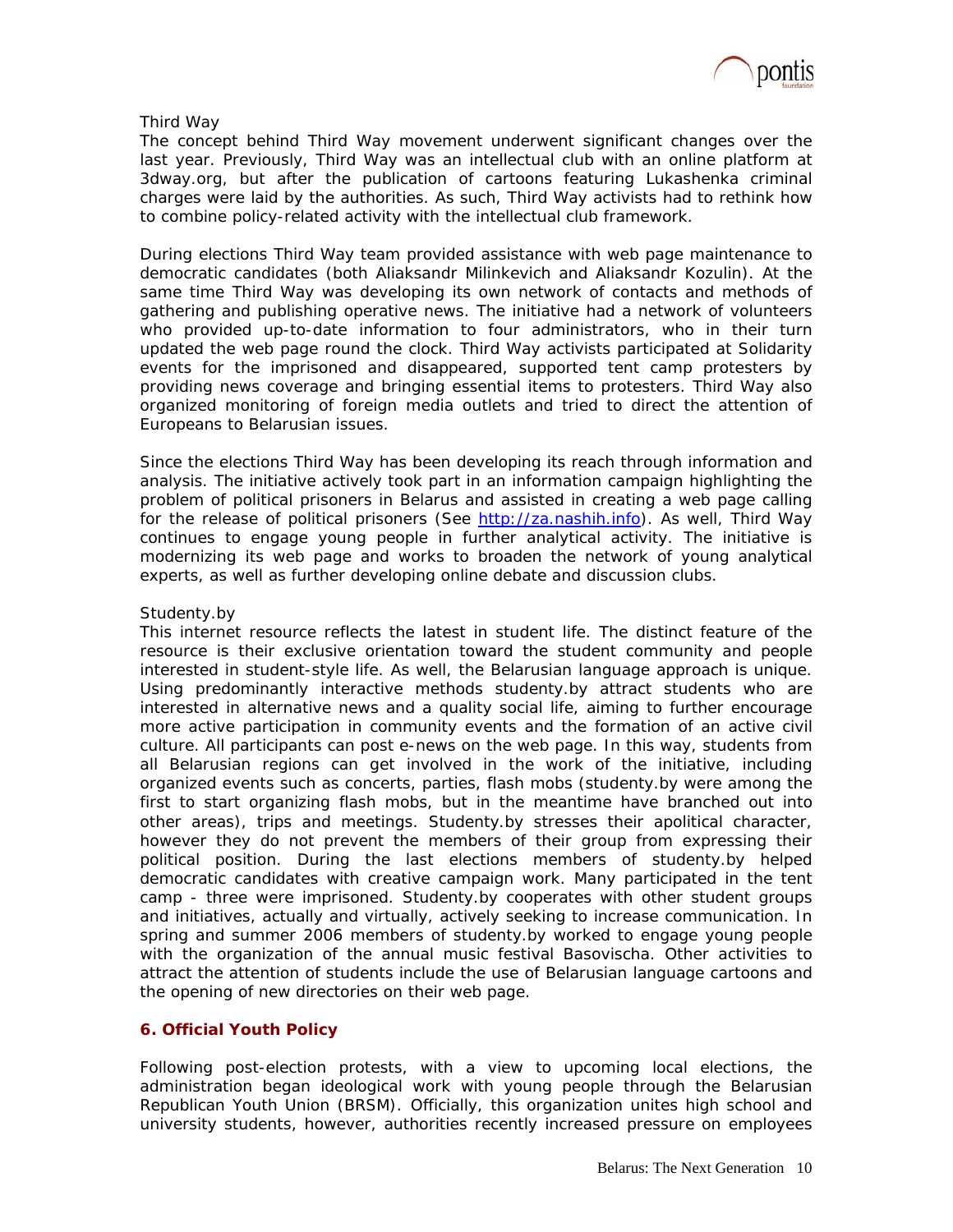Third Way

The concept behind Third Way movement underwent significant changes over the last year. Previously, Third Way was an intellectual club with an online platform at 3dway.org, but after the publication of cartoons featuring Lukashenka criminal charges were laid by the authorities. As such, Third Way activists had to rethink how to combine policy-related activity with the intellectual club framework.

During elections Third Way team provided assistance with web page maintenance to democratic candidates (both Aliaksandr Milinkevich and Aliaksandr Kozulin). At the same time Third Way was developing its own network of contacts and methods of gathering and publishing operative news. The initiative had a network of volunteers who provided up-to-date information to four administrators, who in their turn updated the web page round the clock. Third Way activists participated at Solidarity events for the imprisoned and disappeared, supported tent camp protesters by providing news coverage and bringing essential items to protesters. Third Way also organized monitoring of foreign media outlets and tried to direct the attention of Europeans to Belarusian issues.

Since the elections Third Way has been developing its reach through information and analysis. The initiative actively took part in an information campaign highlighting the problem of political prisoners in Belarus and assisted in creating a web page calling for the release of political prisoners (See http://za.nashih.info). As well, Third Way continues to engage young people in further analytical activity. The initiative is modernizing its web page and works to broaden the network of young analytical experts, as well as further developing online debate and discussion clubs.

Studenty.by

This internet resource reflects the latest in student life. The distinct feature of the resource is their exclusive orientation toward the student community and people interested in student-style life. As well, the Belarusian language approach is unique. Using predominantly interactive methods studenty.by attract students who are interested in alternative news and a quality social life, aiming to further encourage more active participation in community events and the formation of an active civil culture. All participants can post e-news on the web page. In this way, students from all Belarusian regions can get involved in the work of the initiative, including organized events such as concerts, parties, flash mobs (studenty.by were among the first to start organizing flash mobs, but in the meantime have branched out into other areas), trips and meetings. Studenty.by stresses their apolitical character, however they do not prevent the members of their group from expressing their political position. During the last elections members of studenty.by helped democratic candidates with creative campaign work. Many participated in the tent camp - three were imprisoned. Studenty.by cooperates with other student groups and initiatives, actually and virtually, actively seeking to increase communication. In spring and summer 2006 members of studenty.by worked to engage young people with the organization of the annual music festival Basovischa. Other activities to attract the attention of students include the use of Belarusian language cartoons and the opening of new directories on their web page.

## 6. Official Youth Policy

Following post-election protests, with a view to upcoming local elections, the administration began ideological work with young people through the Belarusian Republican Youth Union (BRSM). Officially, this organization unites high school and university students, however, authorities recently increased pressure on employees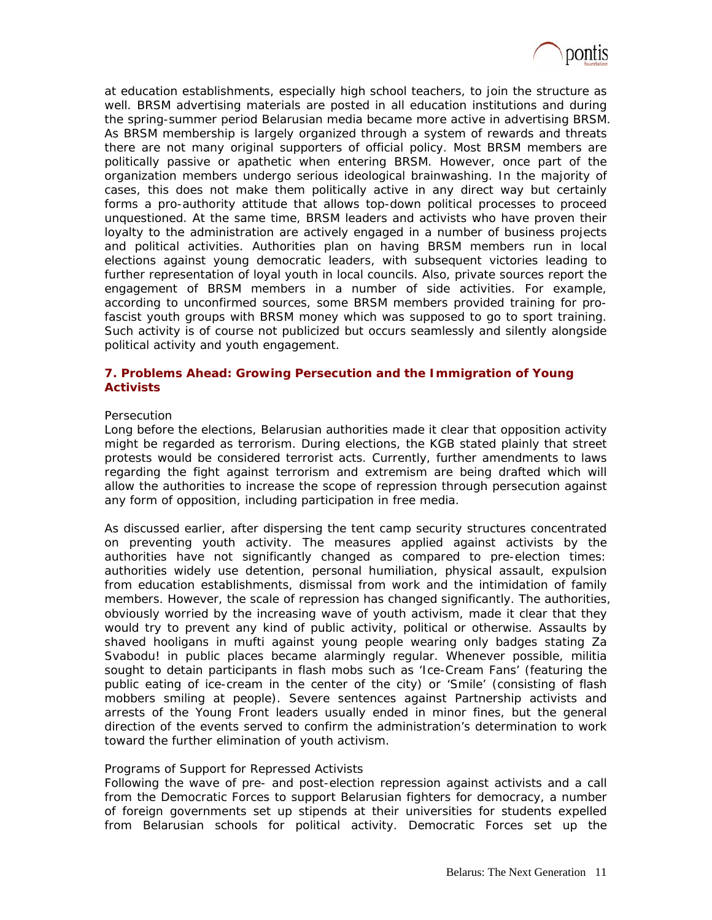at education establishments, especially high school teachers, to join the structure as well. BRSM advertising materials are posted in all education institutions and during the spring-summer period Belarusian media became more active in advertising BRSM. As BRSM membership is largely organized through a system of rewards and threats there are not many original supporters of official policy. Most BRSM members are politically passive or apathetic when entering BRSM. However, once part of the organization members undergo serious ideological brainwashing. In the majority of cases, this does not make them politically active in any direct way but certainly forms a pro-authority attitude that allows top-down political processes to proceed unquestioned. At the same time, BRSM leaders and activists who have proven their loyalty to the administration are actively engaged in a number of business projects and political activities. Authorities plan on having BRSM members run in local elections against young democratic leaders, with subsequent victories leading to further representation of loyal youth in local councils. Also, private sources report the engagement of BRSM members in a number of side activities. For example, according to unconfirmed sources, some BRSM members provided training for pro-fascist youth groups with BRSM money which was supposed to go to sport training. Such activity is of course not publicized but occurs seamlessly and silently alongside political activity and youth engagement.

## 7. Problems Ahead: Growing Persecution and the Immigration of Young Activists

### Persecution

Long before the elections, Belarusian authorities made it clear that opposition activity might be regarded as terrorism. During elections, the KGB stated plainly that street protests would be considered terrorist acts. Currently, further amendments to laws regarding the fight against terrorism and extremism are being drafted which will allow the authorities to increase the scope of repression through persecution against any form of opposition, including participation in free media.

As discussed earlier, after dispersing the tent camp security structures concentrated on preventing youth activity. The measures applied against activists by the authorities have not significantly changed as compared to pre-election times: authorities widely use detention, personal humiliation, physical assault, expulsion from education establishments, dismissal from work and the intimidation of family members. However, the scale of repression has changed significantly. The authorities, obviously worried by the increasing wave of youth activism, made it clear that they would try to prevent any kind of public activity, political or otherwise. Assaults by shaved hooligans in mufti against young people wearing only badges stating Za Svabodu! in public places became alarmingly regular. Whenever possible, militia sought to detain participants in flash mobs such as 'Ice-Cream Fans' (featuring the public eating of ice-cream in the center of the city) or 'Smile' (consisting of flash mobbers smiling at people). Severe sentences against Partnership activists and arrests of the Young Front leaders usually ended in minor fines, but the general direction of the events served to confirm the administration's determination to work toward the further elimination of youth activism.

### Programs of Support for Repressed Activists

Following the wave of pre- and post-election repression against activists and a call from the Democratic Forces to support Belarusian fighters for democracy, a number of foreign governments set up stipends at their universities for students expelled from Belarusian schools for political activity. Democratic Forces set up the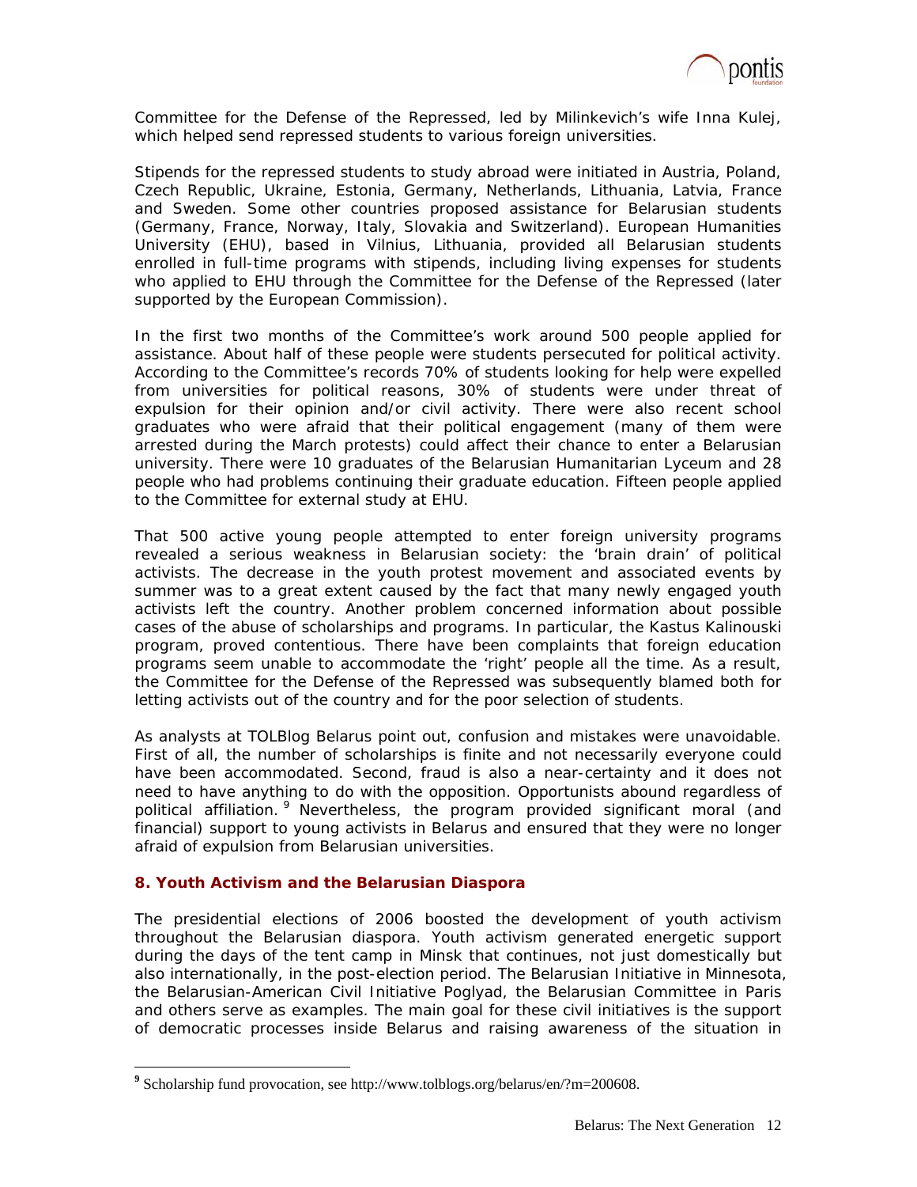Committee for the Defense of the Repressed, led by Milinkevich's wife Inna Kulej, which helped send repressed students to various foreign universities.

Stipends for the repressed students to study abroad were initiated in Austria, Poland, Czech Republic, Ukraine, Estonia, Germany, Netherlands, Lithuania, Latvia, France and Sweden. Some other countries proposed assistance for Belarusian students (Germany, France, Norway, Italy, Slovakia and Switzerland). European Humanities University (EHU), based in Vilnius, Lithuania, provided all Belarusian students enrolled in full-time programs with stipends, including living expenses for students who applied to EHU through the Committee for the Defense of the Repressed (later supported by the European Commission).

In the first two months of the Committee's work around 500 people applied for assistance. About half of these people were students persecuted for political activity. According to the Committee's records 70% of students looking for help were expelled from universities for political reasons, 30% of students were under threat of expulsion for their opinion and/or civil activity. There were also recent school graduates who were afraid that their political engagement (many of them were arrested during the March protests) could affect their chance to enter a Belarusian university. There were 10 graduates of the Belarusian Humanitarian Lyceum and 28 people who had problems continuing their graduate education. Fifteen people applied to the Committee for external study at EHU.

That 500 active young people attempted to enter foreign university programs revealed a serious weakness in Belarusian society: the 'brain drain' of political activists. The decrease in the youth protest movement and associated events by summer was to a great extent caused by the fact that many newly engaged youth activists left the country. Another problem concerned information about possible cases of the abuse of scholarships and programs. In particular, the Kastus Kalinouski program, proved contentious. There have been complaints that foreign education programs seem unable to accommodate the 'right' people all the time. As a result, the Committee for the Defense of the Repressed was subsequently blamed both for letting activists out of the country and for the poor selection of students.

As analysts at TOLBlog Belarus point out, confusion and mistakes were unavoidable. First of all, the number of scholarships is finite and not necessarily everyone could have been accommodated. Second, fraud is also a near-certainty and it does not need to have anything to do with the opposition. Opportunists abound regardless of political affiliation.[9] Nevertheless, the program provided significant moral (and financial) support to young activists in Belarus and ensured that they were no longer afraid of expulsion from Belarusian universities.

### 8. Youth Activism and the Belarusian Diaspora

The presidential elections of 2006 boosted the development of youth activism throughout the Belarusian diaspora. Youth activism generated energetic support during the days of the tent camp in Minsk that continues, not just domestically but also internationally, in the post-election period. The Belarusian Initiative in Minnesota, the Belarusian-American Civil Initiative Poglyad, the Belarusian Committee in Paris and others serve as examples. The main goal for these civil initiatives is the support of democratic processes inside Belarus and raising awareness of the situation in

---

[9] Scholarship fund provocation, see http://www.tolblogs.org/belarus/en/?m=200608.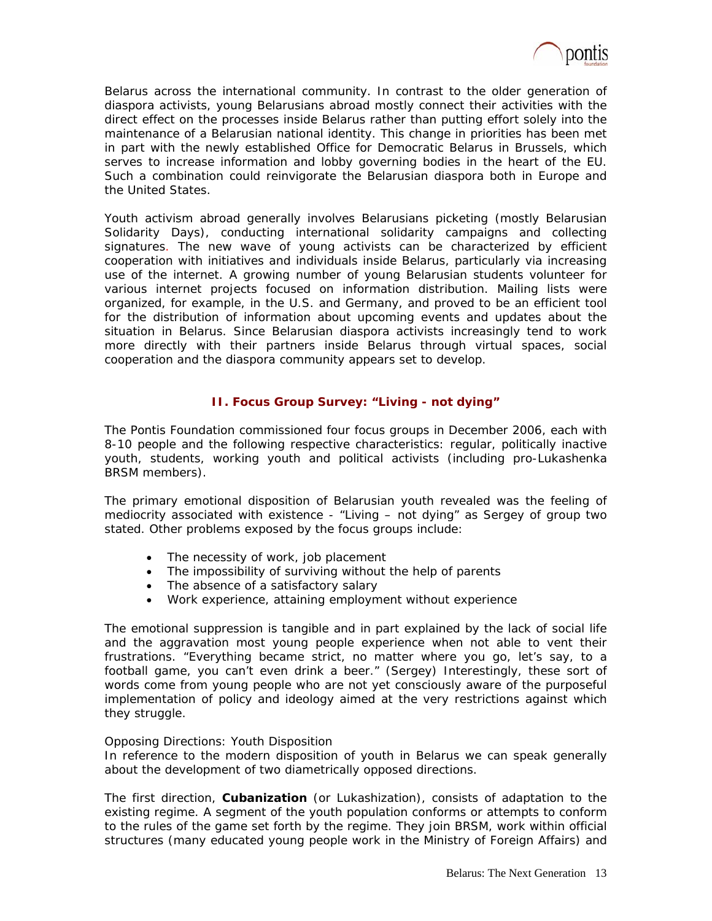Belarus across the international community. In contrast to the older generation of diaspora activists, young Belarusians abroad mostly connect their activities with the direct effect on the processes inside Belarus rather than putting effort solely into the maintenance of a Belarusian national identity. This change in priorities has been met in part with the newly established Office for Democratic Belarus in Brussels, which serves to increase information and lobby governing bodies in the heart of the EU. Such a combination could reinvigorate the Belarusian diaspora both in Europe and the United States.

Youth activism abroad generally involves Belarusians picketing (mostly Belarusian Solidarity Days), conducting international solidarity campaigns and collecting signatures. The new wave of young activists can be characterized by efficient cooperation with initiatives and individuals inside Belarus, particularly via increasing use of the internet. A growing number of young Belarusian students volunteer for various internet projects focused on information distribution. Mailing lists were organized, for example, in the U.S. and Germany, and proved to be an efficient tool for the distribution of information about upcoming events and updates about the situation in Belarus. Since Belarusian diaspora activists increasingly tend to work more directly with their partners inside Belarus through virtual spaces, social cooperation and the diaspora community appears set to develop.

## II. Focus Group Survey: "Living - not dying"

The Pontis Foundation commissioned four focus groups in December 2006, each with 8-10 people and the following respective characteristics: regular, politically inactive youth, students, working youth and political activists (including pro-Lukashenka BRSM members).

The primary emotional disposition of Belarusian youth revealed was the feeling of mediocrity associated with existence - "Living – not dying" as Sergey of group two stated. Other problems exposed by the focus groups include:

- The necessity of work, job placement
- The impossibility of surviving without the help of parents
- The absence of a satisfactory salary
- Work experience, attaining employment without experience

The emotional suppression is tangible and in part explained by the lack of social life and the aggravation most young people experience when not able to vent their frustrations. "Everything became strict, no matter where you go, let's say, to a football game, you can't even drink a beer." (Sergey) Interestingly, these sort of words come from young people who are not yet consciously aware of the purposeful implementation of policy and ideology aimed at the very restrictions against which they struggle.

*Opposing Directions: Youth Disposition*

In reference to the modern disposition of youth in Belarus we can speak generally about the development of two diametrically opposed directions.

The first direction, **Cubanization** (or Lukashization), consists of adaptation to the existing regime. A segment of the youth population conforms or attempts to conform to the rules of the game set forth by the regime. They join BRSM, work within official structures (many educated young people work in the Ministry of Foreign Affairs) and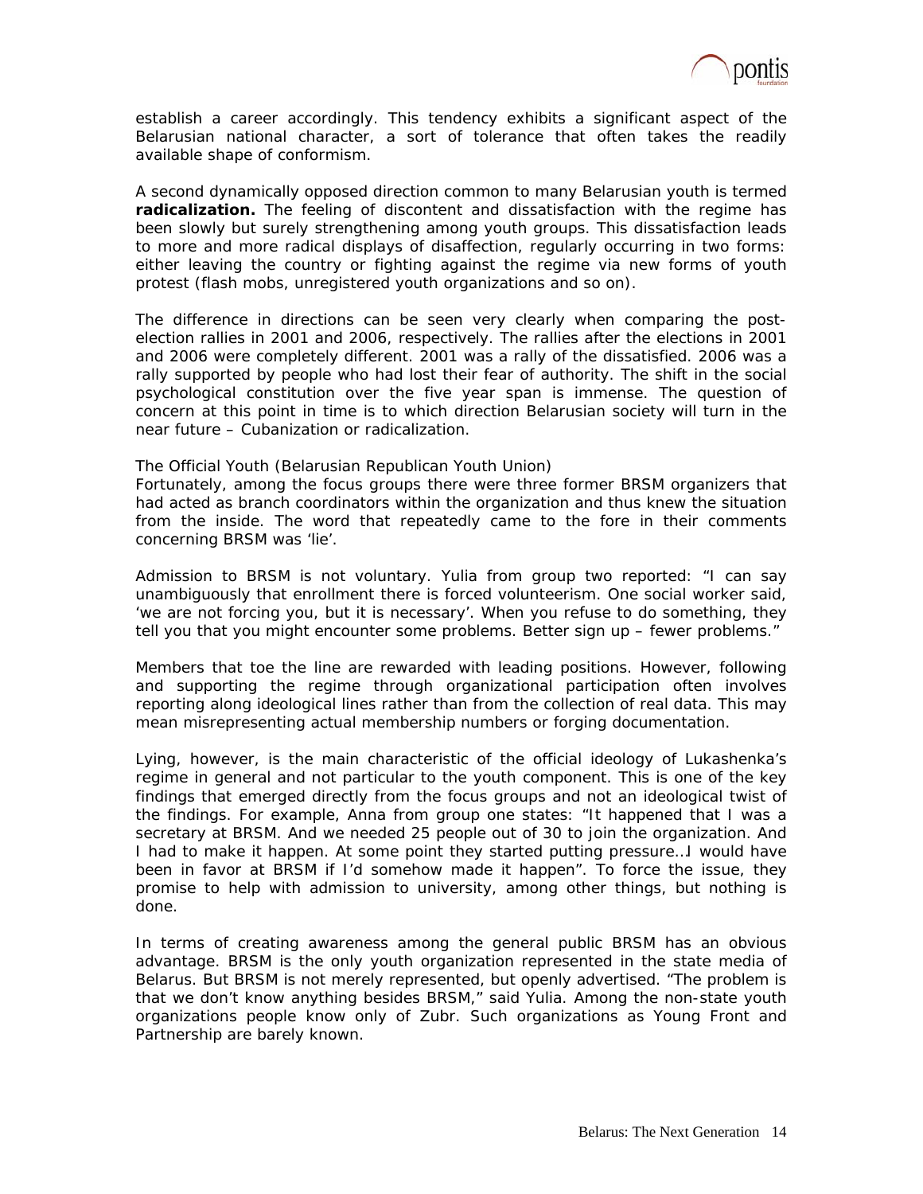establish a career accordingly. This tendency exhibits a significant aspect of the Belarusian national character, a sort of tolerance that often takes the readily available shape of conformism.

A second dynamically opposed direction common to many Belarusian youth is termed **radicalization.** The feeling of discontent and dissatisfaction with the regime has been slowly but surely strengthening among youth groups. This dissatisfaction leads to more and more radical displays of disaffection, regularly occurring in two forms: either leaving the country or fighting against the regime via new forms of youth protest (flash mobs, unregistered youth organizations and so on).

The difference in directions can be seen very clearly when comparing the post-election rallies in 2001 and 2006, respectively. The rallies after the elections in 2001 and 2006 were completely different. 2001 was a rally of the dissatisfied. 2006 was a rally supported by people who had lost their fear of authority. The shift in the social psychological constitution over the five year span is immense. The question of concern at this point in time is to which direction Belarusian society will turn in the near future – Cubanization or radicalization.

The Official Youth (Belarusian Republican Youth Union)

Fortunately, among the focus groups there were three former BRSM organizers that had acted as branch coordinators within the organization and thus knew the situation from the inside. The word that repeatedly came to the fore in their comments concerning BRSM was 'lie'.

Admission to BRSM is not voluntary. Yulia from group two reported: "I can say unambiguously that enrollment there is forced volunteerism. One social worker said, 'we are not forcing you, but it is necessary'. When you refuse to do something, they tell you that you might encounter some problems. Better sign up – fewer problems."

Members that toe the line are rewarded with leading positions. However, following and supporting the regime through organizational participation often involves reporting along ideological lines rather than from the collection of real data. This may mean misrepresenting actual membership numbers or forging documentation.

Lying, however, is the main characteristic of the official ideology of Lukashenka's regime in general and not particular to the youth component. This is one of the key findings that emerged directly from the focus groups and not an ideological twist of the findings. For example, Anna from group one states: "It happened that I was a secretary at BRSM. And we needed 25 people out of 30 to join the organization. And I had to make it happen. At some point they started putting pressure…I would have been in favor at BRSM if I'd somehow made it happen". To force the issue, they promise to help with admission to university, among other things, but nothing is done.

In terms of creating awareness among the general public BRSM has an obvious advantage. BRSM is the only youth organization represented in the state media of Belarus. But BRSM is not merely represented, but openly advertised. "The problem is that we don't know anything besides BRSM," said Yulia. Among the non-state youth organizations people know only of Zubr. Such organizations as Young Front and Partnership are barely known.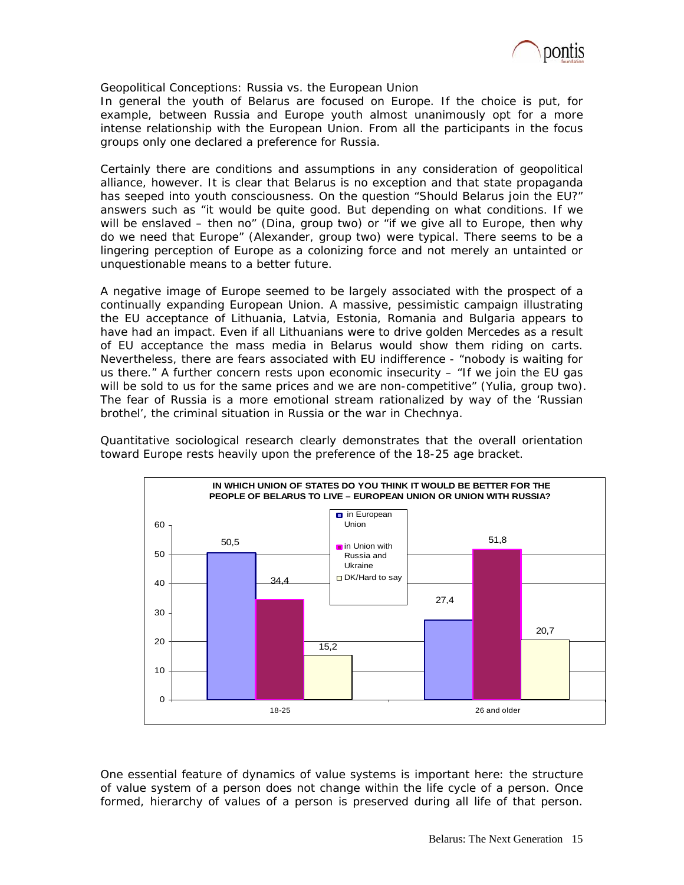Geopolitical Conceptions: Russia vs. the European Union

In general the youth of Belarus are focused on Europe. If the choice is put, for example, between Russia and Europe youth almost unanimously opt for a more intense relationship with the European Union. From all the participants in the focus groups only one declared a preference for Russia.

Certainly there are conditions and assumptions in any consideration of geopolitical alliance, however. It is clear that Belarus is no exception and that state propaganda has seeped into youth consciousness. On the question "Should Belarus join the EU?" answers such as "it would be quite good. But depending on what conditions. If we will be enslaved – then no" (Dina, group two) or "if we give all to Europe, then why do we need that Europe" (Alexander, group two) were typical. There seems to be a lingering perception of Europe as a colonizing force and not merely an untainted or unquestionable means to a better future.

A negative image of Europe seemed to be largely associated with the prospect of a continually expanding European Union. A massive, pessimistic campaign illustrating the EU acceptance of Lithuania, Latvia, Estonia, Romania and Bulgaria appears to have had an impact. Even if all Lithuanians were to drive golden Mercedes as a result of EU acceptance the mass media in Belarus would show them riding on carts. Nevertheless, there are fears associated with EU indifference - "nobody is waiting for us there." A further concern rests upon economic insecurity – "If we join the EU gas will be sold to us for the same prices and we are non-competitive" (Yulia, group two). The fear of Russia is a more emotional stream rationalized by way of the 'Russian brothel', the criminal situation in Russia or the war in Chechnya.

Quantitative sociological research clearly demonstrates that the overall orientation toward Europe rests heavily upon the preference of the 18-25 age bracket.

**IN WHICH UNION OF STATES DO YOU THINK IT WOULD BE BETTER FOR THE PEOPLE OF BELARUS TO LIVE – EUROPEAN UNION OR UNION WITH RUSSIA?**

| | in European Union | in Union with Russia and Ukraine | DK/Hard to say |
|---|---|---|---|
| 18-25 | 50,5 | 34,4 | 15,2 |
| 26 and older | 27,4 | 51,8 | 20,7 |

One essential feature of dynamics of value systems is important here: the structure of value system of a person does not change within the life cycle of a person. Once formed, hierarchy of values of a person is preserved during all life of that person.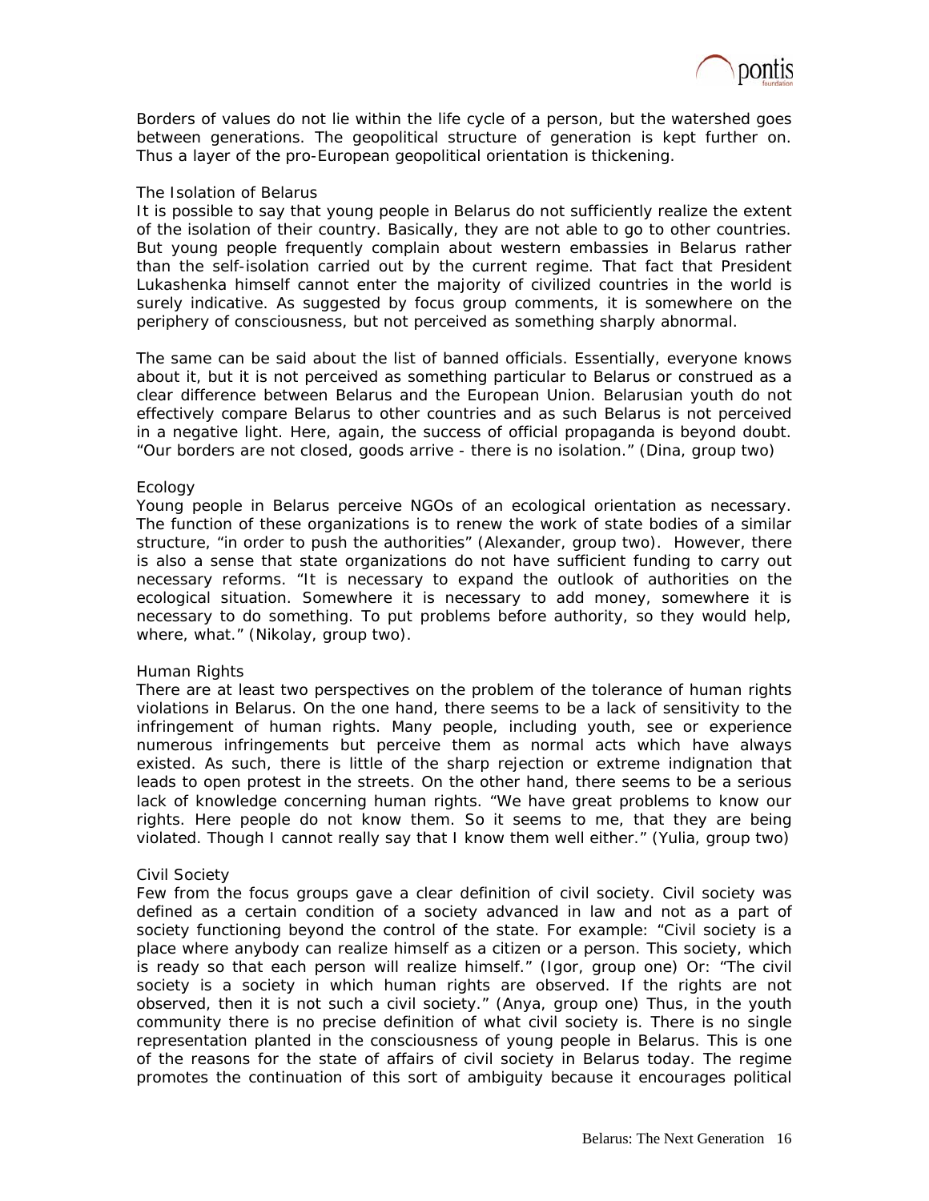Borders of values do not lie within the life cycle of a person, but the watershed goes between generations. The geopolitical structure of generation is kept further on. Thus a layer of the pro-European geopolitical orientation is thickening.

### The Isolation of Belarus

It is possible to say that young people in Belarus do not sufficiently realize the extent of the isolation of their country. Basically, they are not able to go to other countries. But young people frequently complain about western embassies in Belarus rather than the self-isolation carried out by the current regime. That fact that President Lukashenka himself cannot enter the majority of civilized countries in the world is surely indicative. As suggested by focus group comments, it is somewhere on the periphery of consciousness, but not perceived as something sharply abnormal.

The same can be said about the list of banned officials. Essentially, everyone knows about it, but it is not perceived as something particular to Belarus or construed as a clear difference between Belarus and the European Union. Belarusian youth do not effectively compare Belarus to other countries and as such Belarus is not perceived in a negative light. Here, again, the success of official propaganda is beyond doubt. "Our borders are not closed, goods arrive - there is no isolation." (Dina, group two)

### Ecology

Young people in Belarus perceive NGOs of an ecological orientation as necessary. The function of these organizations is to renew the work of state bodies of a similar structure, "in order to push the authorities" (Alexander, group two). However, there is also a sense that state organizations do not have sufficient funding to carry out necessary reforms. "It is necessary to expand the outlook of authorities on the ecological situation. Somewhere it is necessary to add money, somewhere it is necessary to do something. To put problems before authority, so they would help, where, what." (Nikolay, group two).

### Human Rights

There are at least two perspectives on the problem of the tolerance of human rights violations in Belarus. On the one hand, there seems to be a lack of sensitivity to the infringement of human rights. Many people, including youth, see or experience numerous infringements but perceive them as normal acts which have always existed. As such, there is little of the sharp rejection or extreme indignation that leads to open protest in the streets. On the other hand, there seems to be a serious lack of knowledge concerning human rights. "We have great problems to know our rights. Here people do not know them. So it seems to me, that they are being violated. Though I cannot really say that I know them well either." (Yulia, group two)

### Civil Society

Few from the focus groups gave a clear definition of civil society. Civil society was defined as a certain condition of a society advanced in law and not as a part of society functioning beyond the control of the state. For example: "Civil society is a place where anybody can realize himself as a citizen or a person. This society, which is ready so that each person will realize himself." (Igor, group one) Or: "The civil society is a society in which human rights are observed. If the rights are not observed, then it is not such a civil society." (Anya, group one) Thus, in the youth community there is no precise definition of what civil society is. There is no single representation planted in the consciousness of young people in Belarus. This is one of the reasons for the state of affairs of civil society in Belarus today. The regime promotes the continuation of this sort of ambiguity because it encourages political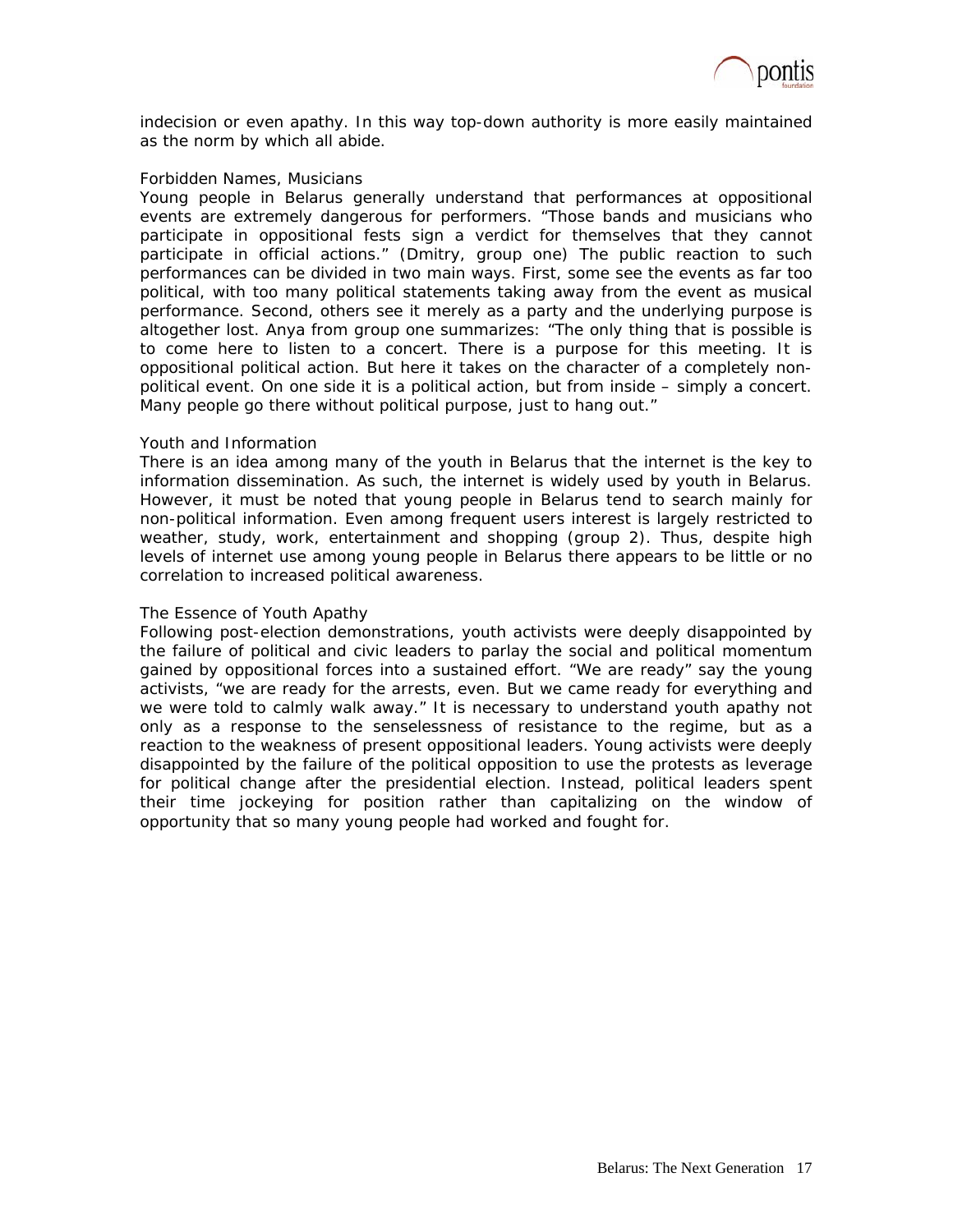indecision or even apathy. In this way top-down authority is more easily maintained as the norm by which all abide.

### Forbidden Names, Musicians

Young people in Belarus generally understand that performances at oppositional events are extremely dangerous for performers. "Those bands and musicians who participate in oppositional fests sign a verdict for themselves that they cannot participate in official actions." (Dmitry, group one) The public reaction to such performances can be divided in two main ways. First, some see the events as far too political, with too many political statements taking away from the event as musical performance. Second, others see it merely as a party and the underlying purpose is altogether lost. Anya from group one summarizes: "The only thing that is possible is to come here to listen to a concert. There is a purpose for this meeting. It is oppositional political action. But here it takes on the character of a completely non-political event. On one side it is a political action, but from inside – simply a concert. Many people go there without political purpose, just to hang out."

### Youth and Information

There is an idea among many of the youth in Belarus that the internet is the key to information dissemination. As such, the internet is widely used by youth in Belarus. However, it must be noted that young people in Belarus tend to search mainly for non-political information. Even among frequent users interest is largely restricted to weather, study, work, entertainment and shopping (group 2). Thus, despite high levels of internet use among young people in Belarus there appears to be little or no correlation to increased political awareness.

### The Essence of Youth Apathy

Following post-election demonstrations, youth activists were deeply disappointed by the failure of political and civic leaders to parlay the social and political momentum gained by oppositional forces into a sustained effort. "We are ready" say the young activists, "we are ready for the arrests, even. But we came ready for everything and we were told to calmly walk away." It is necessary to understand youth apathy not only as a response to the senselessness of resistance to the regime, but as a reaction to the weakness of present oppositional leaders. Young activists were deeply disappointed by the failure of the political opposition to use the protests as leverage for political change after the presidential election. Instead, political leaders spent their time jockeying for position rather than capitalizing on the window of opportunity that so many young people had worked and fought for.